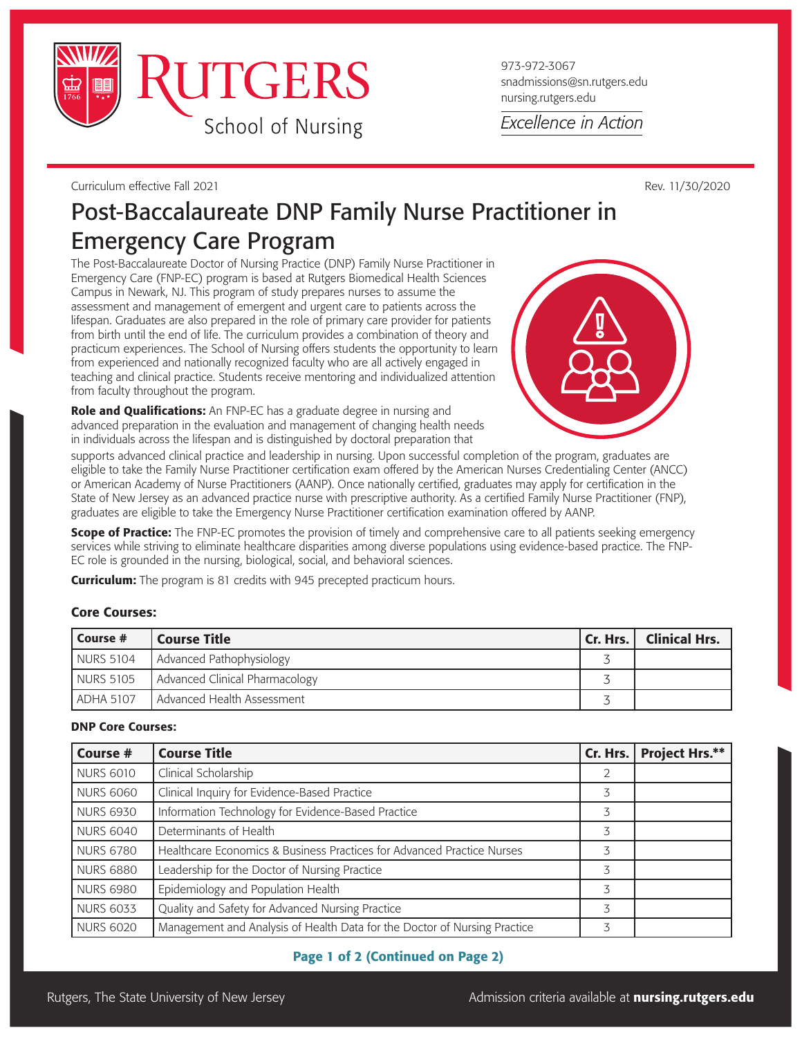Rutgers School of Nursing

973-972-3067
snadmissions@sn.rutgers.edu
nursing.rutgers.edu

*Excellence in Action*

Curriculum effective Fall 2021

Rev. 11/30/2020

# Post-Baccalaureate DNP Family Nurse Practitioner in Emergency Care Program

The Post-Baccalaureate Doctor of Nursing Practice (DNP) Family Nurse Practitioner in Emergency Care (FNP-EC) program is based at Rutgers Biomedical Health Sciences Campus in Newark, NJ. This program of study prepares nurses to assume the assessment and management of emergent and urgent care to patients across the lifespan. Graduates are also prepared in the role of primary care provider for patients from birth until the end of life. The curriculum provides a combination of theory and practicum experiences. The School of Nursing offers students the opportunity to learn from experienced and nationally recognized faculty who are all actively engaged in teaching and clinical practice. Students receive mentoring and individualized attention from faculty throughout the program.

**Role and Qualifications:** An FNP-EC has a graduate degree in nursing and advanced preparation in the evaluation and management of changing health needs in individuals across the lifespan and is distinguished by doctoral preparation that supports advanced clinical practice and leadership in nursing. Upon successful completion of the program, graduates are eligible to take the Family Nurse Practitioner certification exam offered by the American Nurses Credentialing Center (ANCC) or American Academy of Nurse Practitioners (AANP). Once nationally certified, graduates may apply for certification in the State of New Jersey as an advanced practice nurse with prescriptive authority. As a certified Family Nurse Practitioner (FNP), graduates are eligible to take the Emergency Nurse Practitioner certification examination offered by AANP.

**Scope of Practice:** The FNP-EC promotes the provision of timely and comprehensive care to all patients seeking emergency services while striving to eliminate healthcare disparities among diverse populations using evidence-based practice. The FNP-EC role is grounded in the nursing, biological, social, and behavioral sciences.

**Curriculum:** The program is 81 credits with 945 precepted practicum hours.

### Core Courses:

| Course # | Course Title | Cr. Hrs. | Clinical Hrs. |
|---|---|---|---|
| NURS 5104 | Advanced Pathophysiology | 3 | |
| NURS 5105 | Advanced Clinical Pharmacology | 3 | |
| ADHA 5107 | Advanced Health Assessment | 3 | |

### DNP Core Courses:

| Course # | Course Title | Cr. Hrs. | Project Hrs.** |
|---|---|---|---|
| NURS 6010 | Clinical Scholarship | 2 | |
| NURS 6060 | Clinical Inquiry for Evidence-Based Practice | 3 | |
| NURS 6930 | Information Technology for Evidence-Based Practice | 3 | |
| NURS 6040 | Determinants of Health | 3 | |
| NURS 6780 | Healthcare Economics & Business Practices for Advanced Practice Nurses | 3 | |
| NURS 6880 | Leadership for the Doctor of Nursing Practice | 3 | |
| NURS 6980 | Epidemiology and Population Health | 3 | |
| NURS 6033 | Quality and Safety for Advanced Nursing Practice | 3 | |
| NURS 6020 | Management and Analysis of Health Data for the Doctor of Nursing Practice | 3 | |

Rutgers, The State University of New Jersey

Admission criteria available at **nursing.rutgers.edu**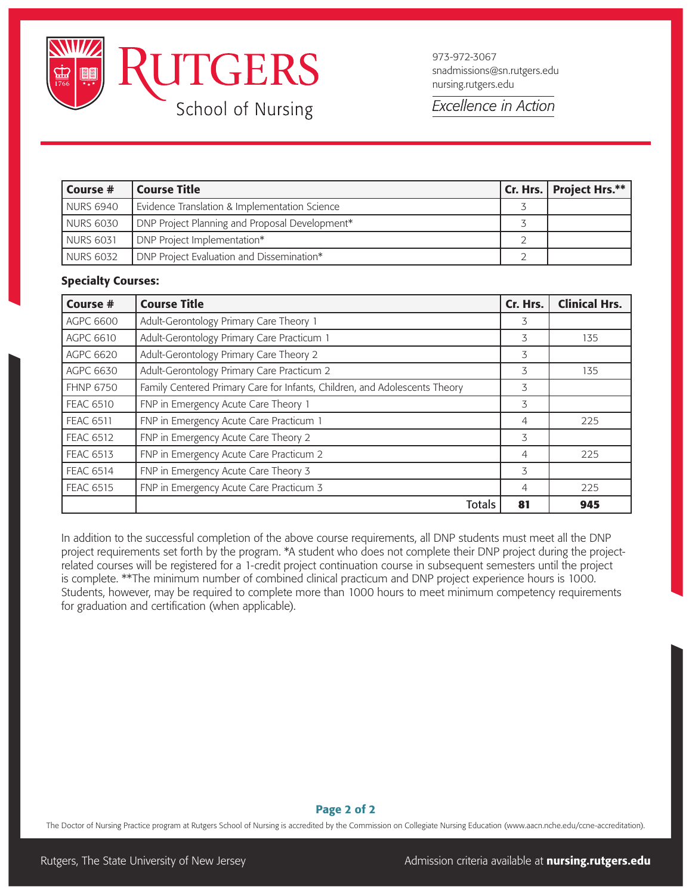# RUTGERS School of Nursing

973-972-3067
snadmissions@sn.rutgers.edu
nursing.rutgers.edu

*Excellence in Action*

| Course # | Course Title | Cr. Hrs. | Project Hrs.** |
|---|---|---|---|
| NURS 6940 | Evidence Translation & Implementation Science | 3 | |
| NURS 6030 | DNP Project Planning and Proposal Development* | 3 | |
| NURS 6031 | DNP Project Implementation* | 2 | |
| NURS 6032 | DNP Project Evaluation and Dissemination* | 2 | |

**Specialty Courses:**

| Course # | Course Title | Cr. Hrs. | Clinical Hrs. |
|---|---|---|---|
| AGPC 6600 | Adult-Gerontology Primary Care Theory 1 | 3 | |
| AGPC 6610 | Adult-Gerontology Primary Care Practicum 1 | 3 | 135 |
| AGPC 6620 | Adult-Gerontology Primary Care Theory 2 | 3 | |
| AGPC 6630 | Adult-Gerontology Primary Care Practicum 2 | 3 | 135 |
| FHNP 6750 | Family Centered Primary Care for Infants, Children, and Adolescents Theory | 3 | |
| FEAC 6510 | FNP in Emergency Acute Care Theory 1 | 3 | |
| FEAC 6511 | FNP in Emergency Acute Care Practicum 1 | 4 | 225 |
| FEAC 6512 | FNP in Emergency Acute Care Theory 2 | 3 | |
| FEAC 6513 | FNP in Emergency Acute Care Practicum 2 | 4 | 225 |
| FEAC 6514 | FNP in Emergency Acute Care Theory 3 | 3 | |
| FEAC 6515 | FNP in Emergency Acute Care Practicum 3 | 4 | 225 |
| | Totals | **81** | **945** |

In addition to the successful completion of the above course requirements, all DNP students must meet all the DNP project requirements set forth by the program. *A student who does not complete their DNP project during the project-related courses will be registered for a 1-credit project continuation course in subsequent semesters until the project is complete. **The minimum number of combined clinical practicum and DNP project experience hours is 1000. Students, however, may be required to complete more than 1000 hours to meet minimum competency requirements for graduation and certification (when applicable).

The Doctor of Nursing Practice program at Rutgers School of Nursing is accredited by the Commission on Collegiate Nursing Education (www.aacn.nche.edu/ccne-accreditation).

Rutgers, The State University of New Jersey

Admission criteria available at **nursing.rutgers.edu**